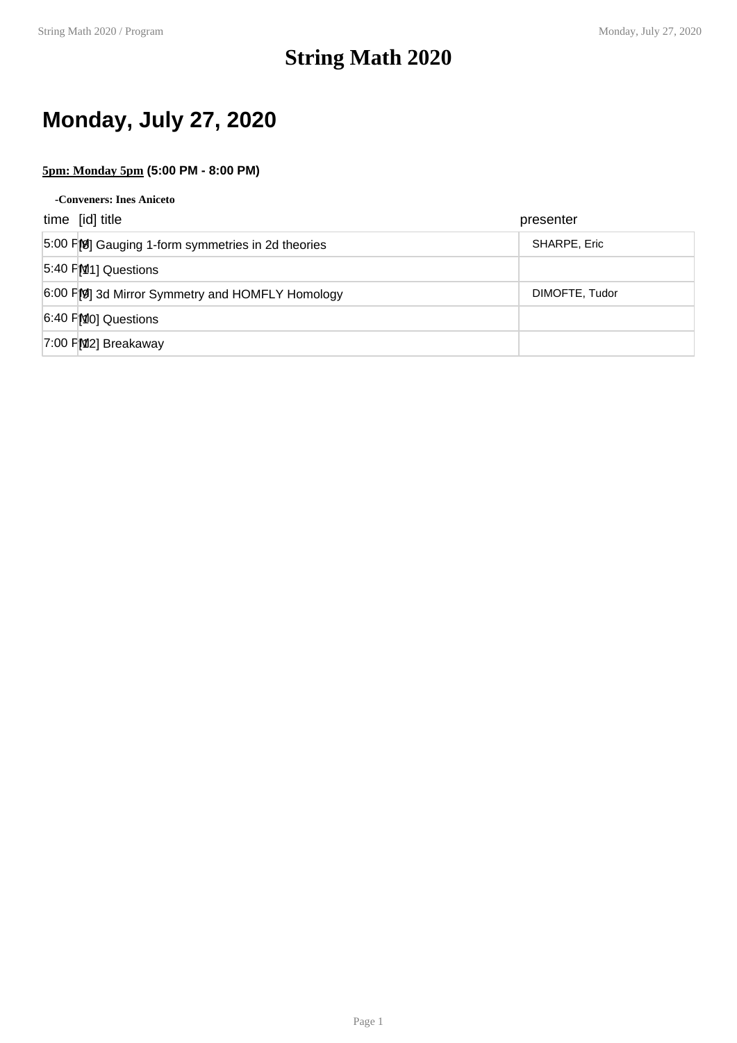# String Math 2020

## Monday, July 27, 2020

**5pm: Monday 5pm (5:00 PM - 8:00 PM)**

**-Conveners: Ines Aniceto**

| time | [id] title | presenter |
|---|---|---|
| 5:00 PM | [8] Gauging 1-form symmetries in 2d theories | SHARPE, Eric |
| 5:40 PM | [11] Questions | |
| 6:00 PM | [9] 3d Mirror Symmetry and HOMFLY Homology | DIMOFTE, Tudor |
| 6:40 PM | [10] Questions | |
| 7:00 PM | [12] Breakaway | |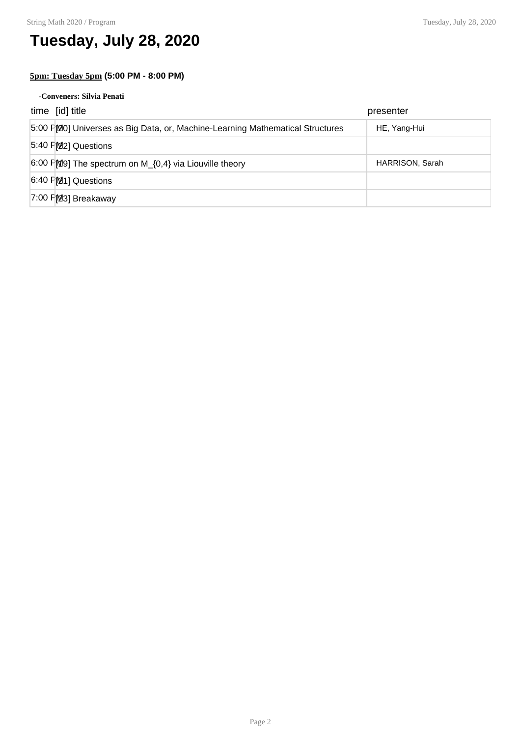# Tuesday, July 28, 2020

**5pm: Tuesday 5pm (5:00 PM - 8:00 PM)**

**-Conveners: Silvia Penati**

| time | [id] title | presenter |
|---|---|---|
| 5:00 PM | [20] Universes as Big Data, or, Machine-Learning Mathematical Structures | HE, Yang-Hui |
| 5:40 PM | [22] Questions | |
| 6:00 PM | [19] The spectrum on M_{0,4} via Liouville theory | HARRISON, Sarah |
| 6:40 PM | [21] Questions | |
| 7:00 PM | [23] Breakaway | |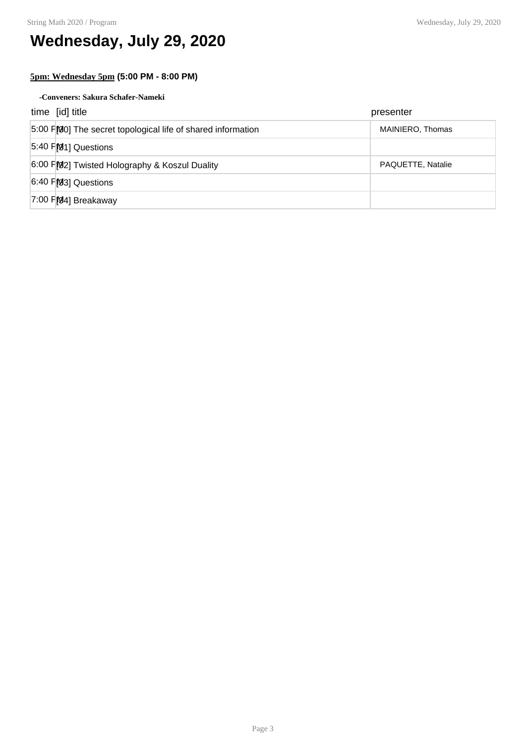# Wednesday, July 29, 2020

**5pm: Wednesday 5pm (5:00 PM - 8:00 PM)**

**-Conveners: Sakura Schafer-Nameki**

| time | [id] title | presenter |
|---|---|---|
| 5:00 PM | [30] The secret topological life of shared information | MAINIERO, Thomas |
| 5:40 PM | [31] Questions | |
| 6:00 PM | [32] Twisted Holography & Koszul Duality | PAQUETTE, Natalie |
| 6:40 PM | [33] Questions | |
| 7:00 PM | [34] Breakaway | |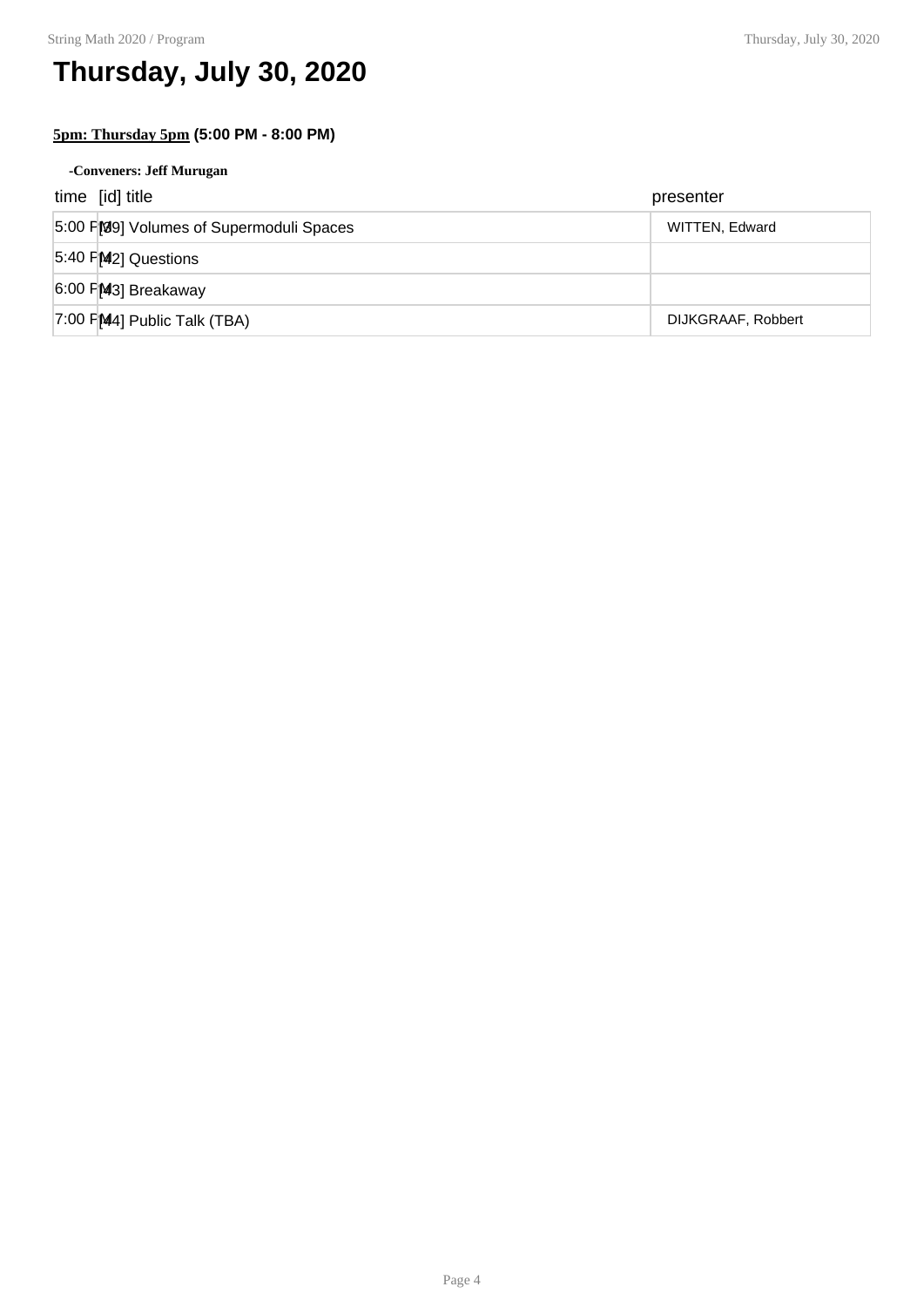# Thursday, July 30, 2020

**5pm: Thursday 5pm (5:00 PM - 8:00 PM)**

**-Conveners: Jeff Murugan**

| time | [id] title | presenter |
|---|---|---|
| 5:00 PM | [39] Volumes of Supermoduli Spaces | WITTEN, Edward |
| 5:40 PM | [42] Questions | |
| 6:00 PM | [43] Breakaway | |
| 7:00 PM | [44] Public Talk (TBA) | DIJKGRAAF, Robbert |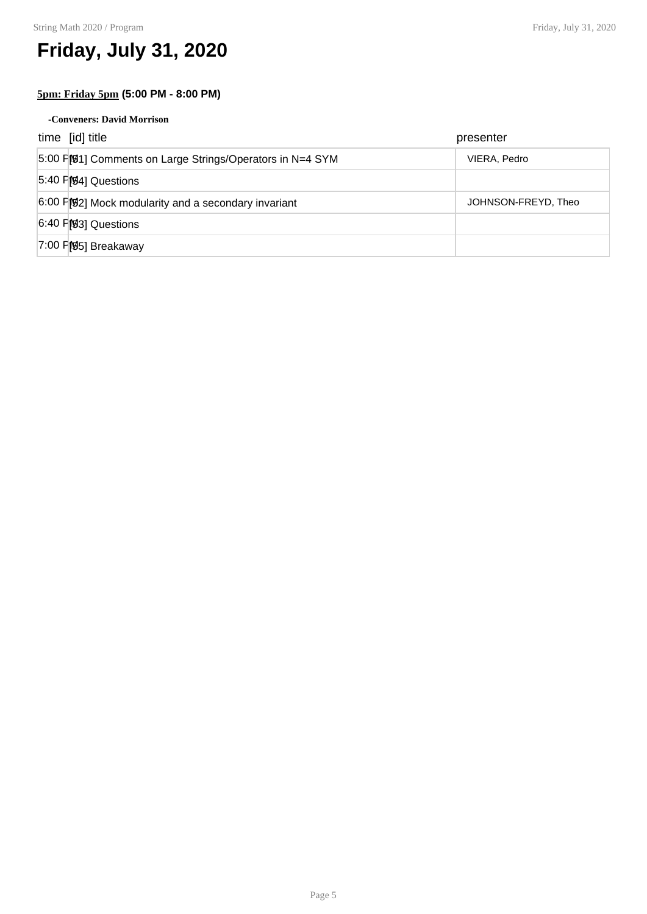# Friday, July 31, 2020

**5pm: Friday 5pm (5:00 PM - 8:00 PM)**

**-Conveners: David Morrison**

| time | [id] title | presenter |
|---|---|---|
| 5:00 PM | [51] Comments on Large Strings/Operators in N=4 SYM | VIERA, Pedro |
| 5:40 PM | [54] Questions | |
| 6:00 PM | [52] Mock modularity and a secondary invariant | JOHNSON-FREYD, Theo |
| 6:40 PM | [53] Questions | |
| 7:00 PM | [55] Breakaway | |